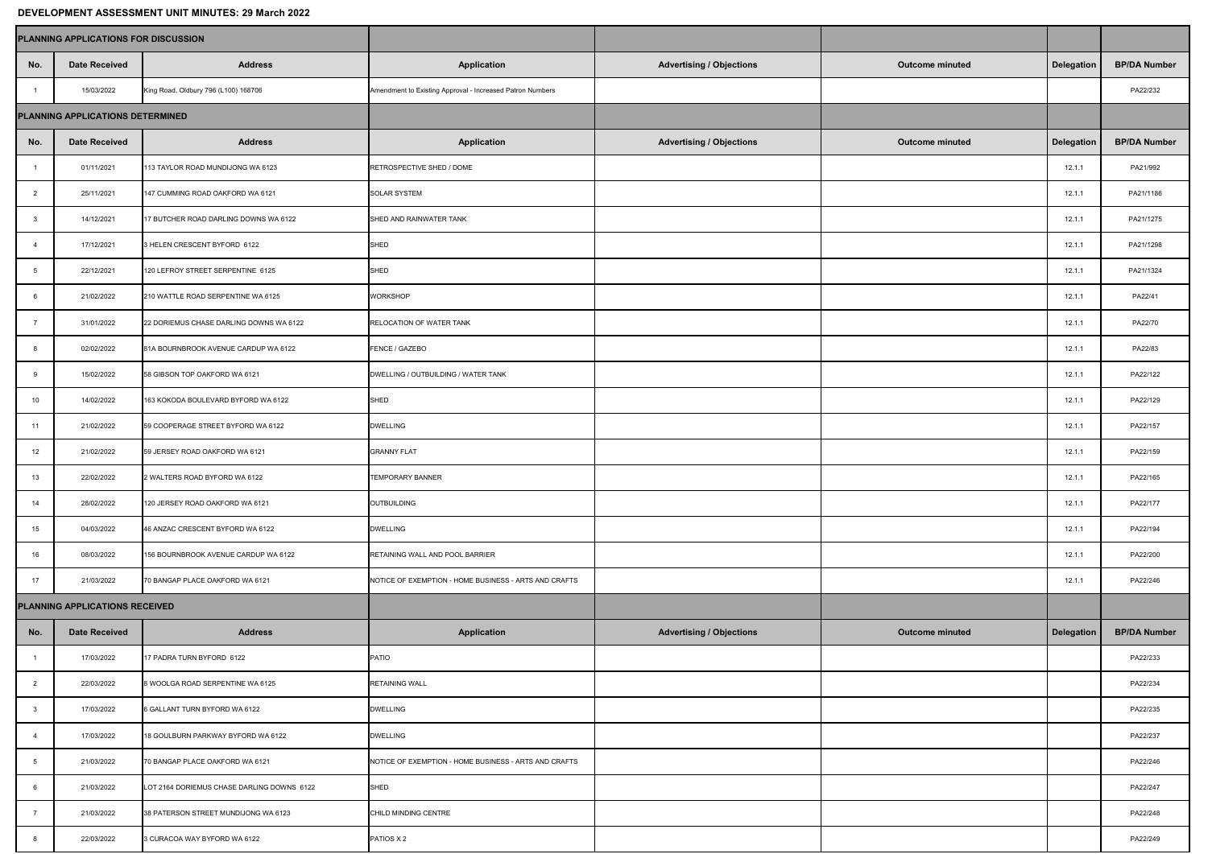**DEVELOPMENT ASSESSMENT UNIT MINUTES: 29 March 2022**

| PLANNING APPLICATIONS FOR DISCUSSION | | | | | | | |
|---|---|---|---|---|---|---|---|
| **No.** | **Date Received** | **Address** | **Application** | **Advertising / Objections** | **Outcome minuted** | **Delegation** | **BP/DA Number** |
| 1 | 15/03/2022 | King Road, Oldbury 796 (L100) 168706 | Amendment to Existing Approval - Increased Patron Numbers | | | | PA22/232 |
| **PLANNING APPLICATIONS DETERMINED** | | | | | | | |
| **No.** | **Date Received** | **Address** | **Application** | **Advertising / Objections** | **Outcome minuted** | **Delegation** | **BP/DA Number** |
| 1 | 01/11/2021 | 113 TAYLOR ROAD MUNDIJONG WA 6123 | RETROSPECTIVE SHED / DOME | | | 12.1.1 | PA21/992 |
| 2 | 25/11/2021 | 147 CUMMING ROAD OAKFORD WA 6121 | SOLAR SYSTEM | | | 12.1.1 | PA21/1186 |
| 3 | 14/12/2021 | 17 BUTCHER ROAD DARLING DOWNS WA 6122 | SHED AND RAINWATER TANK | | | 12.1.1 | PA21/1275 |
| 4 | 17/12/2021 | 3 HELEN CRESCENT BYFORD 6122 | SHED | | | 12.1.1 | PA21/1298 |
| 5 | 22/12/2021 | 120 LEFROY STREET SERPENTINE 6125 | SHED | | | 12.1.1 | PA21/1324 |
| 6 | 21/02/2022 | 210 WATTLE ROAD SERPENTINE WA 6125 | WORKSHOP | | | 12.1.1 | PA22/41 |
| 7 | 31/01/2022 | 22 DORIEMUS CHASE DARLING DOWNS WA 6122 | RELOCATION OF WATER TANK | | | 12.1.1 | PA22/70 |
| 8 | 02/02/2022 | 81A BOURNBROOK AVENUE CARDUP WA 6122 | FENCE / GAZEBO | | | 12.1.1 | PA22/83 |
| 9 | 15/02/2022 | 58 GIBSON TOP OAKFORD WA 6121 | DWELLING / OUTBUILDING / WATER TANK | | | 12.1.1 | PA22/122 |
| 10 | 14/02/2022 | 163 KOKODA BOULEVARD BYFORD WA 6122 | SHED | | | 12.1.1 | PA22/129 |
| 11 | 21/02/2022 | 59 COOPERAGE STREET BYFORD WA 6122 | DWELLING | | | 12.1.1 | PA22/157 |
| 12 | 21/02/2022 | 59 JERSEY ROAD OAKFORD WA 6121 | GRANNY FLAT | | | 12.1.1 | PA22/159 |
| 13 | 22/02/2022 | 2 WALTERS ROAD BYFORD WA 6122 | TEMPORARY BANNER | | | 12.1.1 | PA22/165 |
| 14 | 28/02/2022 | 120 JERSEY ROAD OAKFORD WA 6121 | OUTBUILDING | | | 12.1.1 | PA22/177 |
| 15 | 04/03/2022 | 46 ANZAC CRESCENT BYFORD WA 6122 | DWELLING | | | 12.1.1 | PA22/194 |
| 16 | 08/03/2022 | 156 BOURNBROOK AVENUE CARDUP WA 6122 | RETAINING WALL AND POOL BARRIER | | | 12.1.1 | PA22/200 |
| 17 | 21/03/2022 | 70 BANGAP PLACE OAKFORD WA 6121 | NOTICE OF EXEMPTION - HOME BUSINESS - ARTS AND CRAFTS | | | 12.1.1 | PA22/246 |
| **PLANNING APPLICATIONS RECEIVED** | | | | | | | |
| **No.** | **Date Received** | **Address** | **Application** | **Advertising / Objections** | **Outcome minuted** | **Delegation** | **BP/DA Number** |
| 1 | 17/03/2022 | 17 PADRA TURN BYFORD 6122 | PATIO | | | | PA22/233 |
| 2 | 22/03/2022 | 8 WOOLGA ROAD SERPENTINE WA 6125 | RETAINING WALL | | | | PA22/234 |
| 3 | 17/03/2022 | 6 GALLANT TURN BYFORD WA 6122 | DWELLING | | | | PA22/235 |
| 4 | 17/03/2022 | 18 GOULBURN PARKWAY BYFORD WA 6122 | DWELLING | | | | PA22/237 |
| 5 | 21/03/2022 | 70 BANGAP PLACE OAKFORD WA 6121 | NOTICE OF EXEMPTION - HOME BUSINESS - ARTS AND CRAFTS | | | | PA22/246 |
| 6 | 21/03/2022 | LOT 2164 DORIEMUS CHASE DARLING DOWNS 6122 | SHED | | | | PA22/247 |
| 7 | 21/03/2022 | 38 PATERSON STREET MUNDIJONG WA 6123 | CHILD MINDING CENTRE | | | | PA22/248 |
| 8 | 22/03/2022 | 3 CURACOA WAY BYFORD WA 6122 | PATIOS X 2 | | | | PA22/249 |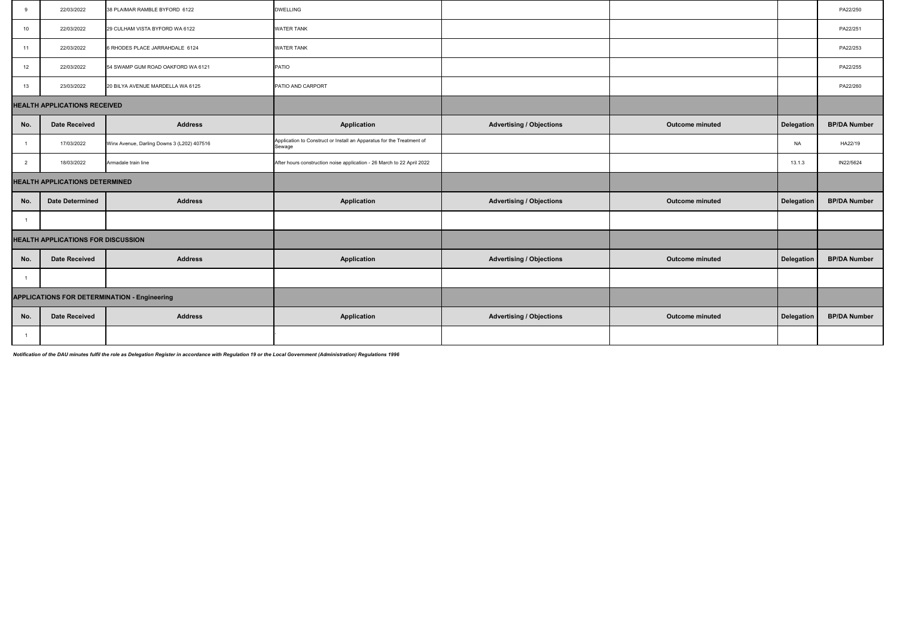| | | | | | | | |
|---|---|---|---|---|---|---|---|
| 9 | 22/03/2022 | 38 PLAIMAR RAMBLE BYFORD 6122 | DWELLING | | | | PA22/250 |
| 10 | 22/03/2022 | 29 CULHAM VISTA BYFORD WA 6122 | WATER TANK | | | | PA22/251 |
| 11 | 22/03/2022 | 6 RHODES PLACE JARRAHDALE 6124 | WATER TANK | | | | PA22/253 |
| 12 | 22/03/2022 | 54 SWAMP GUM ROAD OAKFORD WA 6121 | PATIO | | | | PA22/255 |
| 13 | 23/03/2022 | 20 BILYA AVENUE MARDELLA WA 6125 | PATIO AND CARPORT | | | | PA22/260 |

**HEALTH APPLICATIONS RECEIVED**

| No. | Date Received | Address | Application | Advertising / Objections | Outcome minuted | Delegation | BP/DA Number |
|---|---|---|---|---|---|---|---|
| 1 | 17/03/2022 | Winx Avenue, Darling Downs 3 (L202) 407516 | Application to Construct or Install an Apparatus for the Treatment of Sewage | | | NA | HA22/19 |
| 2 | 18/03/2022 | Armadale train line | After hours construction noise application - 26 March to 22 April 2022 | | | 13.1.3 | IN22/5624 |

**HEALTH APPLICATIONS DETERMINED**

| No. | Date Determined | Address | Application | Advertising / Objections | Outcome minuted | Delegation | BP/DA Number |
|---|---|---|---|---|---|---|---|
| 1 | | | | | | | |

**HEALTH APPLICATIONS FOR DISCUSSION**

| No. | Date Received | Address | Application | Advertising / Objections | Outcome minuted | Delegation | BP/DA Number |
|---|---|---|---|---|---|---|---|
| 1 | | | | | | | |

**APPLICATIONS FOR DETERMINATION - Engineering**

| No. | Date Received | Address | Application | Advertising / Objections | Outcome minuted | Delegation | BP/DA Number |
|---|---|---|---|---|---|---|---|
| 1 | | | . | | | | |

***Notification of the DAU minutes fulfil the role as Delegation Register in accordance with Regulation 19 or the Local Government (Administration) Regulations 1996***